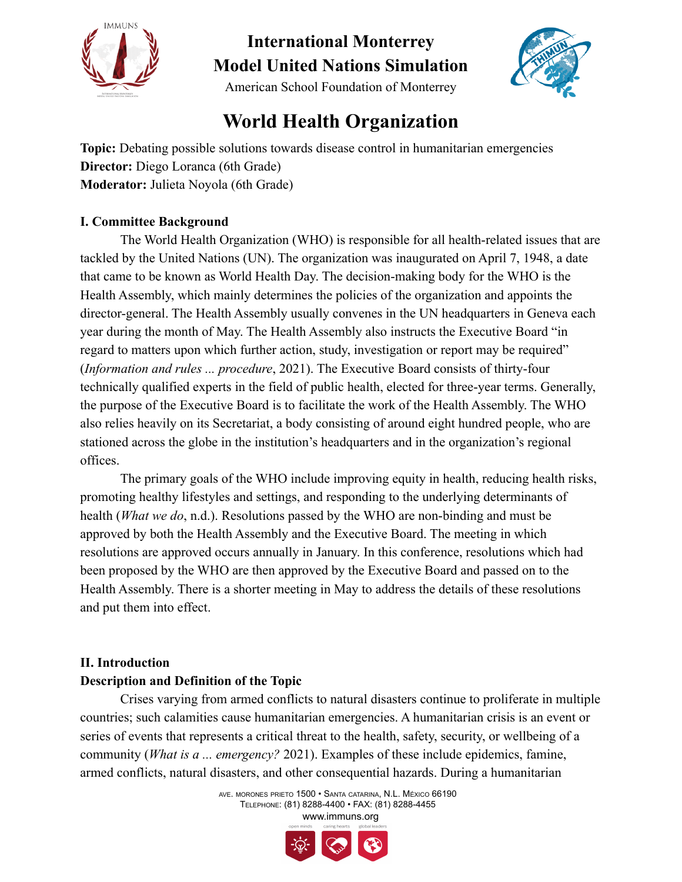# International Monterrey Model United Nations Simulation

American School Foundation of Monterrey

# World Health Organization

**Topic:** Debating possible solutions towards disease control in humanitarian emergencies
**Director:** Diego Loranca (6th Grade)
**Moderator:** Julieta Noyola (6th Grade)

## I. Committee Background

The World Health Organization (WHO) is responsible for all health-related issues that are tackled by the United Nations (UN). The organization was inaugurated on April 7, 1948, a date that came to be known as World Health Day. The decision-making body for the WHO is the Health Assembly, which mainly determines the policies of the organization and appoints the director-general. The Health Assembly usually convenes in the UN headquarters in Geneva each year during the month of May. The Health Assembly also instructs the Executive Board "in regard to matters upon which further action, study, investigation or report may be required" (*Information and rules ... procedure*, 2021). The Executive Board consists of thirty-four technically qualified experts in the field of public health, elected for three-year terms. Generally, the purpose of the Executive Board is to facilitate the work of the Health Assembly. The WHO also relies heavily on its Secretariat, a body consisting of around eight hundred people, who are stationed across the globe in the institution's headquarters and in the organization's regional offices.

The primary goals of the WHO include improving equity in health, reducing health risks, promoting healthy lifestyles and settings, and responding to the underlying determinants of health (*What we do*, n.d.). Resolutions passed by the WHO are non-binding and must be approved by both the Health Assembly and the Executive Board. The meeting in which resolutions are approved occurs annually in January. In this conference, resolutions which had been proposed by the WHO are then approved by the Executive Board and passed on to the Health Assembly. There is a shorter meeting in May to address the details of these resolutions and put them into effect.

## II. Introduction

### Description and Definition of the Topic

Crises varying from armed conflicts to natural disasters continue to proliferate in multiple countries; such calamities cause humanitarian emergencies. A humanitarian crisis is an event or series of events that represents a critical threat to the health, safety, security, or wellbeing of a community (*What is a ... emergency?* 2021). Examples of these include epidemics, famine, armed conflicts, natural disasters, and other consequential hazards. During a humanitarian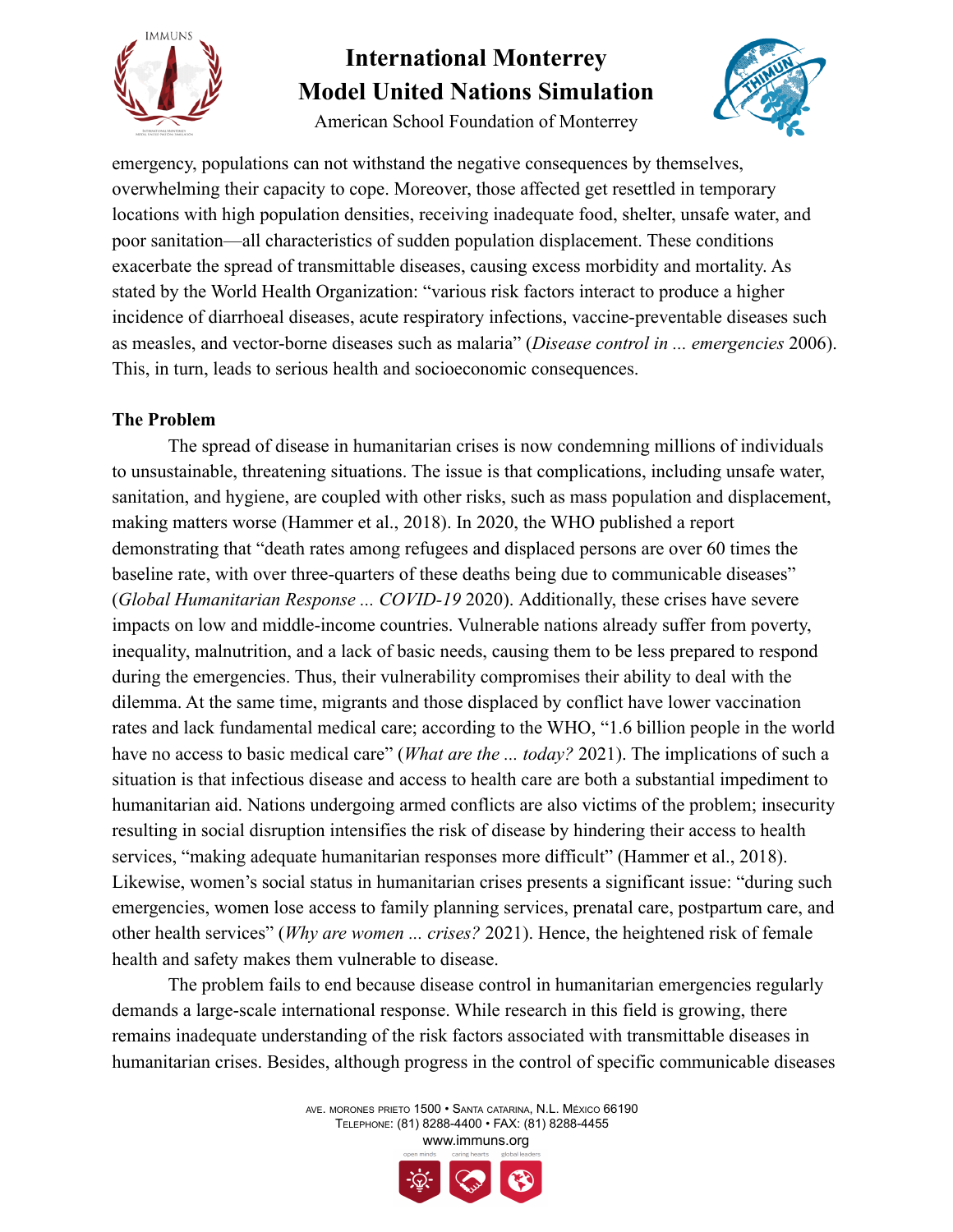emergency, populations can not withstand the negative consequences by themselves, overwhelming their capacity to cope. Moreover, those affected get resettled in temporary locations with high population densities, receiving inadequate food, shelter, unsafe water, and poor sanitation—all characteristics of sudden population displacement. These conditions exacerbate the spread of transmittable diseases, causing excess morbidity and mortality. As stated by the World Health Organization: "various risk factors interact to produce a higher incidence of diarrhoeal diseases, acute respiratory infections, vaccine-preventable diseases such as measles, and vector-borne diseases such as malaria" (*Disease control in ... emergencies* 2006). This, in turn, leads to serious health and socioeconomic consequences.

**The Problem**

The spread of disease in humanitarian crises is now condemning millions of individuals to unsustainable, threatening situations. The issue is that complications, including unsafe water, sanitation, and hygiene, are coupled with other risks, such as mass population and displacement, making matters worse (Hammer et al., 2018). In 2020, the WHO published a report demonstrating that "death rates among refugees and displaced persons are over 60 times the baseline rate, with over three-quarters of these deaths being due to communicable diseases" (*Global Humanitarian Response ... COVID-19* 2020). Additionally, these crises have severe impacts on low and middle-income countries. Vulnerable nations already suffer from poverty, inequality, malnutrition, and a lack of basic needs, causing them to be less prepared to respond during the emergencies. Thus, their vulnerability compromises their ability to deal with the dilemma. At the same time, migrants and those displaced by conflict have lower vaccination rates and lack fundamental medical care; according to the WHO, "1.6 billion people in the world have no access to basic medical care" (*What are the ... today?* 2021). The implications of such a situation is that infectious disease and access to health care are both a substantial impediment to humanitarian aid. Nations undergoing armed conflicts are also victims of the problem; insecurity resulting in social disruption intensifies the risk of disease by hindering their access to health services, "making adequate humanitarian responses more difficult" (Hammer et al., 2018). Likewise, women's social status in humanitarian crises presents a significant issue: "during such emergencies, women lose access to family planning services, prenatal care, postpartum care, and other health services" (*Why are women ... crises?* 2021). Hence, the heightened risk of female health and safety makes them vulnerable to disease.

The problem fails to end because disease control in humanitarian emergencies regularly demands a large-scale international response. While research in this field is growing, there remains inadequate understanding of the risk factors associated with transmittable diseases in humanitarian crises. Besides, although progress in the control of specific communicable diseases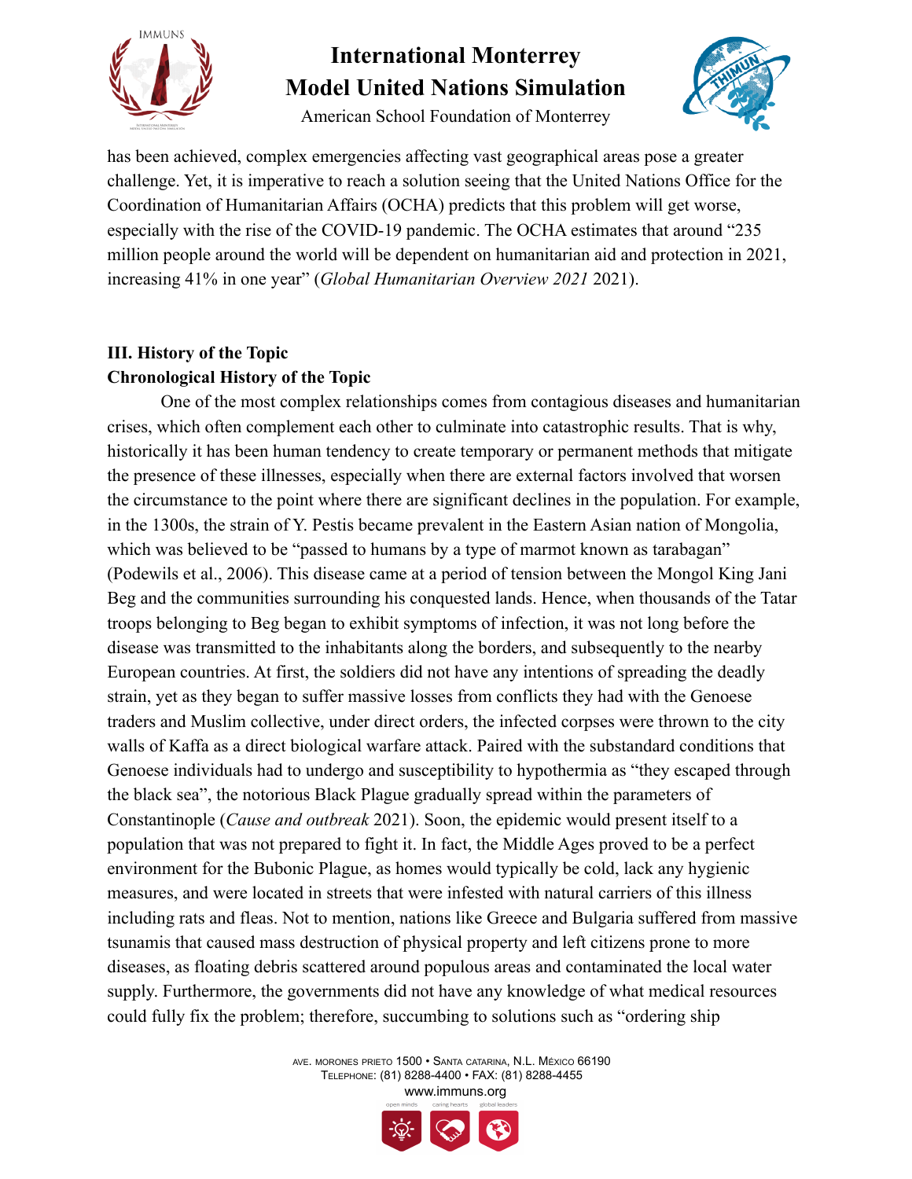has been achieved, complex emergencies affecting vast geographical areas pose a greater challenge. Yet, it is imperative to reach a solution seeing that the United Nations Office for the Coordination of Humanitarian Affairs (OCHA) predicts that this problem will get worse, especially with the rise of the COVID-19 pandemic. The OCHA estimates that around "235 million people around the world will be dependent on humanitarian aid and protection in 2021, increasing 41% in one year" (*Global Humanitarian Overview 2021* 2021).

## III. History of the Topic

### Chronological History of the Topic

One of the most complex relationships comes from contagious diseases and humanitarian crises, which often complement each other to culminate into catastrophic results. That is why, historically it has been human tendency to create temporary or permanent methods that mitigate the presence of these illnesses, especially when there are external factors involved that worsen the circumstance to the point where there are significant declines in the population. For example, in the 1300s, the strain of Y. Pestis became prevalent in the Eastern Asian nation of Mongolia, which was believed to be "passed to humans by a type of marmot known as tarabagan" (Podewils et al., 2006). This disease came at a period of tension between the Mongol King Jani Beg and the communities surrounding his conquested lands. Hence, when thousands of the Tatar troops belonging to Beg began to exhibit symptoms of infection, it was not long before the disease was transmitted to the inhabitants along the borders, and subsequently to the nearby European countries. At first, the soldiers did not have any intentions of spreading the deadly strain, yet as they began to suffer massive losses from conflicts they had with the Genoese traders and Muslim collective, under direct orders, the infected corpses were thrown to the city walls of Kaffa as a direct biological warfare attack. Paired with the substandard conditions that Genoese individuals had to undergo and susceptibility to hypothermia as "they escaped through the black sea", the notorious Black Plague gradually spread within the parameters of Constantinople (*Cause and outbreak* 2021). Soon, the epidemic would present itself to a population that was not prepared to fight it. In fact, the Middle Ages proved to be a perfect environment for the Bubonic Plague, as homes would typically be cold, lack any hygienic measures, and were located in streets that were infested with natural carriers of this illness including rats and fleas. Not to mention, nations like Greece and Bulgaria suffered from massive tsunamis that caused mass destruction of physical property and left citizens prone to more diseases, as floating debris scattered around populous areas and contaminated the local water supply. Furthermore, the governments did not have any knowledge of what medical resources could fully fix the problem; therefore, succumbing to solutions such as "ordering ship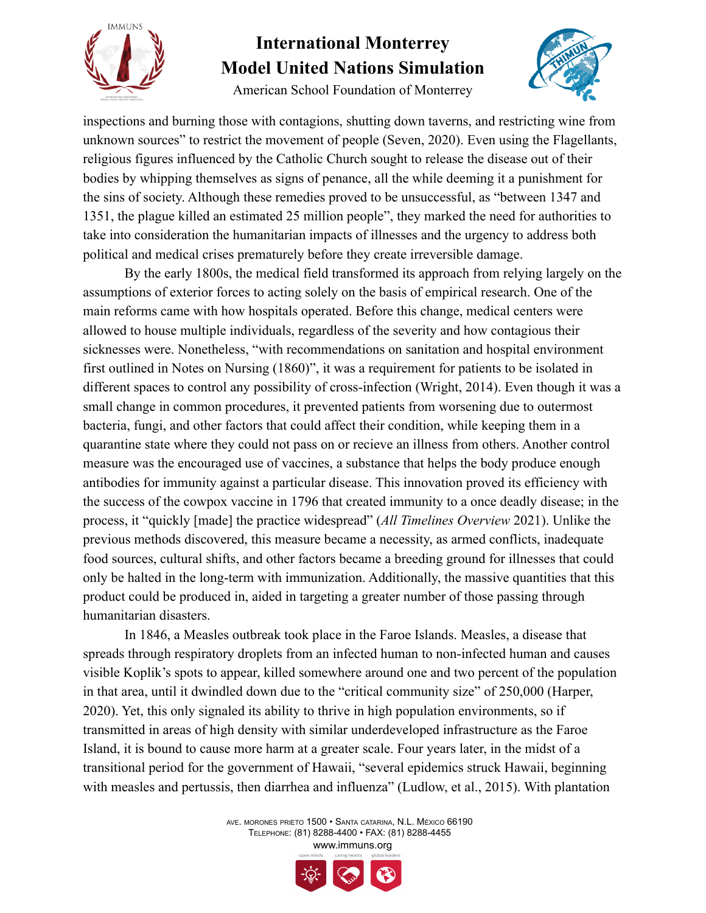inspections and burning those with contagions, shutting down taverns, and restricting wine from unknown sources" to restrict the movement of people (Seven, 2020). Even using the Flagellants, religious figures influenced by the Catholic Church sought to release the disease out of their bodies by whipping themselves as signs of penance, all the while deeming it a punishment for the sins of society. Although these remedies proved to be unsuccessful, as "between 1347 and 1351, the plague killed an estimated 25 million people", they marked the need for authorities to take into consideration the humanitarian impacts of illnesses and the urgency to address both political and medical crises prematurely before they create irreversible damage.

By the early 1800s, the medical field transformed its approach from relying largely on the assumptions of exterior forces to acting solely on the basis of empirical research. One of the main reforms came with how hospitals operated. Before this change, medical centers were allowed to house multiple individuals, regardless of the severity and how contagious their sicknesses were. Nonetheless, "with recommendations on sanitation and hospital environment first outlined in Notes on Nursing (1860)", it was a requirement for patients to be isolated in different spaces to control any possibility of cross-infection (Wright, 2014). Even though it was a small change in common procedures, it prevented patients from worsening due to outermost bacteria, fungi, and other factors that could affect their condition, while keeping them in a quarantine state where they could not pass on or recieve an illness from others. Another control measure was the encouraged use of vaccines, a substance that helps the body produce enough antibodies for immunity against a particular disease. This innovation proved its efficiency with the success of the cowpox vaccine in 1796 that created immunity to a once deadly disease; in the process, it "quickly [made] the practice widespread" (*All Timelines Overview* 2021). Unlike the previous methods discovered, this measure became a necessity, as armed conflicts, inadequate food sources, cultural shifts, and other factors became a breeding ground for illnesses that could only be halted in the long-term with immunization. Additionally, the massive quantities that this product could be produced in, aided in targeting a greater number of those passing through humanitarian disasters.

In 1846, a Measles outbreak took place in the Faroe Islands. Measles, a disease that spreads through respiratory droplets from an infected human to non-infected human and causes visible Koplik's spots to appear, killed somewhere around one and two percent of the population in that area, until it dwindled down due to the "critical community size" of 250,000 (Harper, 2020). Yet, this only signaled its ability to thrive in high population environments, so if transmitted in areas of high density with similar underdeveloped infrastructure as the Faroe Island, it is bound to cause more harm at a greater scale. Four years later, in the midst of a transitional period for the government of Hawaii, "several epidemics struck Hawaii, beginning with measles and pertussis, then diarrhea and influenza" (Ludlow, et al., 2015). With plantation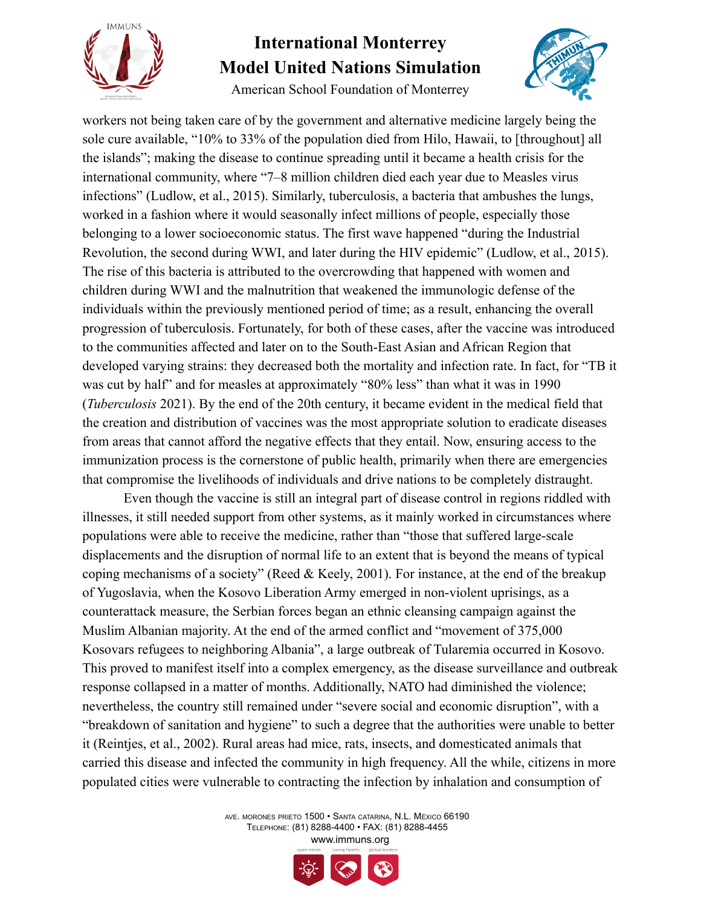workers not being taken care of by the government and alternative medicine largely being the sole cure available, "10% to 33% of the population died from Hilo, Hawaii, to [throughout] all the islands"; making the disease to continue spreading until it became a health crisis for the international community, where "7–8 million children died each year due to Measles virus infections" (Ludlow, et al., 2015). Similarly, tuberculosis, a bacteria that ambushes the lungs, worked in a fashion where it would seasonally infect millions of people, especially those belonging to a lower socioeconomic status. The first wave happened "during the Industrial Revolution, the second during WWI, and later during the HIV epidemic" (Ludlow, et al., 2015). The rise of this bacteria is attributed to the overcrowding that happened with women and children during WWI and the malnutrition that weakened the immunologic defense of the individuals within the previously mentioned period of time; as a result, enhancing the overall progression of tuberculosis. Fortunately, for both of these cases, after the vaccine was introduced to the communities affected and later on to the South-East Asian and African Region that developed varying strains: they decreased both the mortality and infection rate. In fact, for "TB it was cut by half" and for measles at approximately "80% less" than what it was in 1990 (*Tuberculosis* 2021). By the end of the 20th century, it became evident in the medical field that the creation and distribution of vaccines was the most appropriate solution to eradicate diseases from areas that cannot afford the negative effects that they entail. Now, ensuring access to the immunization process is the cornerstone of public health, primarily when there are emergencies that compromise the livelihoods of individuals and drive nations to be completely distraught.

Even though the vaccine is still an integral part of disease control in regions riddled with illnesses, it still needed support from other systems, as it mainly worked in circumstances where populations were able to receive the medicine, rather than "those that suffered large-scale displacements and the disruption of normal life to an extent that is beyond the means of typical coping mechanisms of a society" (Reed & Keely, 2001). For instance, at the end of the breakup of Yugoslavia, when the Kosovo Liberation Army emerged in non-violent uprisings, as a counterattack measure, the Serbian forces began an ethnic cleansing campaign against the Muslim Albanian majority. At the end of the armed conflict and "movement of 375,000 Kosovars refugees to neighboring Albania", a large outbreak of Tularemia occurred in Kosovo. This proved to manifest itself into a complex emergency, as the disease surveillance and outbreak response collapsed in a matter of months. Additionally, NATO had diminished the violence; nevertheless, the country still remained under "severe social and economic disruption", with a "breakdown of sanitation and hygiene" to such a degree that the authorities were unable to better it (Reintjes, et al., 2002). Rural areas had mice, rats, insects, and domesticated animals that carried this disease and infected the community in high frequency. All the while, citizens in more populated cities were vulnerable to contracting the infection by inhalation and consumption of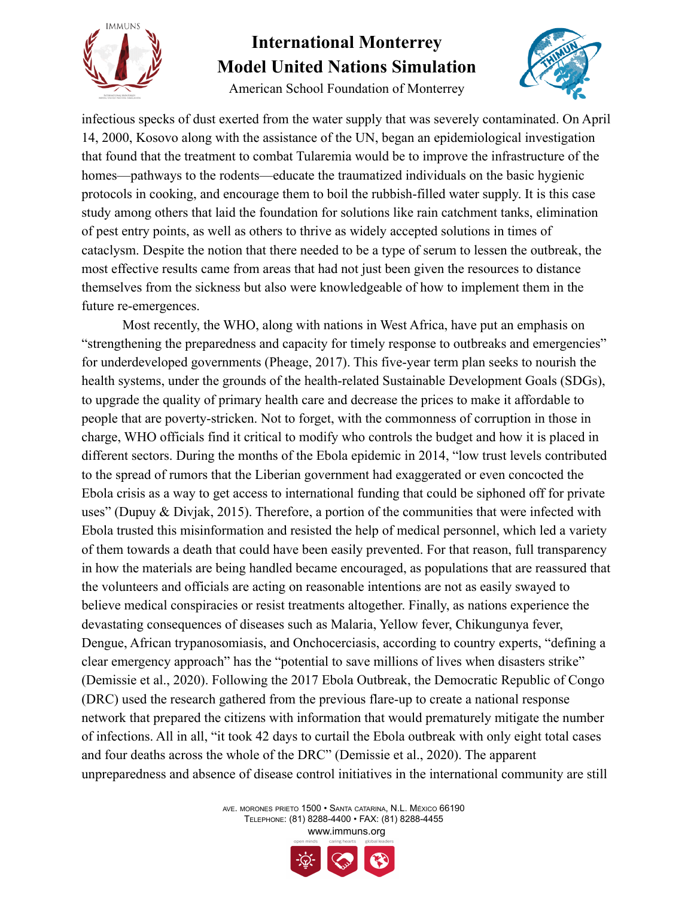infectious specks of dust exerted from the water supply that was severely contaminated. On April 14, 2000, Kosovo along with the assistance of the UN, began an epidemiological investigation that found that the treatment to combat Tularemia would be to improve the infrastructure of the homes—pathways to the rodents—educate the traumatized individuals on the basic hygienic protocols in cooking, and encourage them to boil the rubbish-filled water supply. It is this case study among others that laid the foundation for solutions like rain catchment tanks, elimination of pest entry points, as well as others to thrive as widely accepted solutions in times of cataclysm. Despite the notion that there needed to be a type of serum to lessen the outbreak, the most effective results came from areas that had not just been given the resources to distance themselves from the sickness but also were knowledgeable of how to implement them in the future re-emergences.

Most recently, the WHO, along with nations in West Africa, have put an emphasis on "strengthening the preparedness and capacity for timely response to outbreaks and emergencies" for underdeveloped governments (Pheage, 2017). This five-year term plan seeks to nourish the health systems, under the grounds of the health-related Sustainable Development Goals (SDGs), to upgrade the quality of primary health care and decrease the prices to make it affordable to people that are poverty-stricken. Not to forget, with the commonness of corruption in those in charge, WHO officials find it critical to modify who controls the budget and how it is placed in different sectors. During the months of the Ebola epidemic in 2014, "low trust levels contributed to the spread of rumors that the Liberian government had exaggerated or even concocted the Ebola crisis as a way to get access to international funding that could be siphoned off for private uses" (Dupuy & Divjak, 2015). Therefore, a portion of the communities that were infected with Ebola trusted this misinformation and resisted the help of medical personnel, which led a variety of them towards a death that could have been easily prevented. For that reason, full transparency in how the materials are being handled became encouraged, as populations that are reassured that the volunteers and officials are acting on reasonable intentions are not as easily swayed to believe medical conspiracies or resist treatments altogether. Finally, as nations experience the devastating consequences of diseases such as Malaria, Yellow fever, Chikungunya fever, Dengue, African trypanosomiasis, and Onchocerciasis, according to country experts, "defining a clear emergency approach" has the "potential to save millions of lives when disasters strike" (Demissie et al., 2020). Following the 2017 Ebola Outbreak, the Democratic Republic of Congo (DRC) used the research gathered from the previous flare-up to create a national response network that prepared the citizens with information that would prematurely mitigate the number of infections. All in all, "it took 42 days to curtail the Ebola outbreak with only eight total cases and four deaths across the whole of the DRC" (Demissie et al., 2020). The apparent unpreparedness and absence of disease control initiatives in the international community are still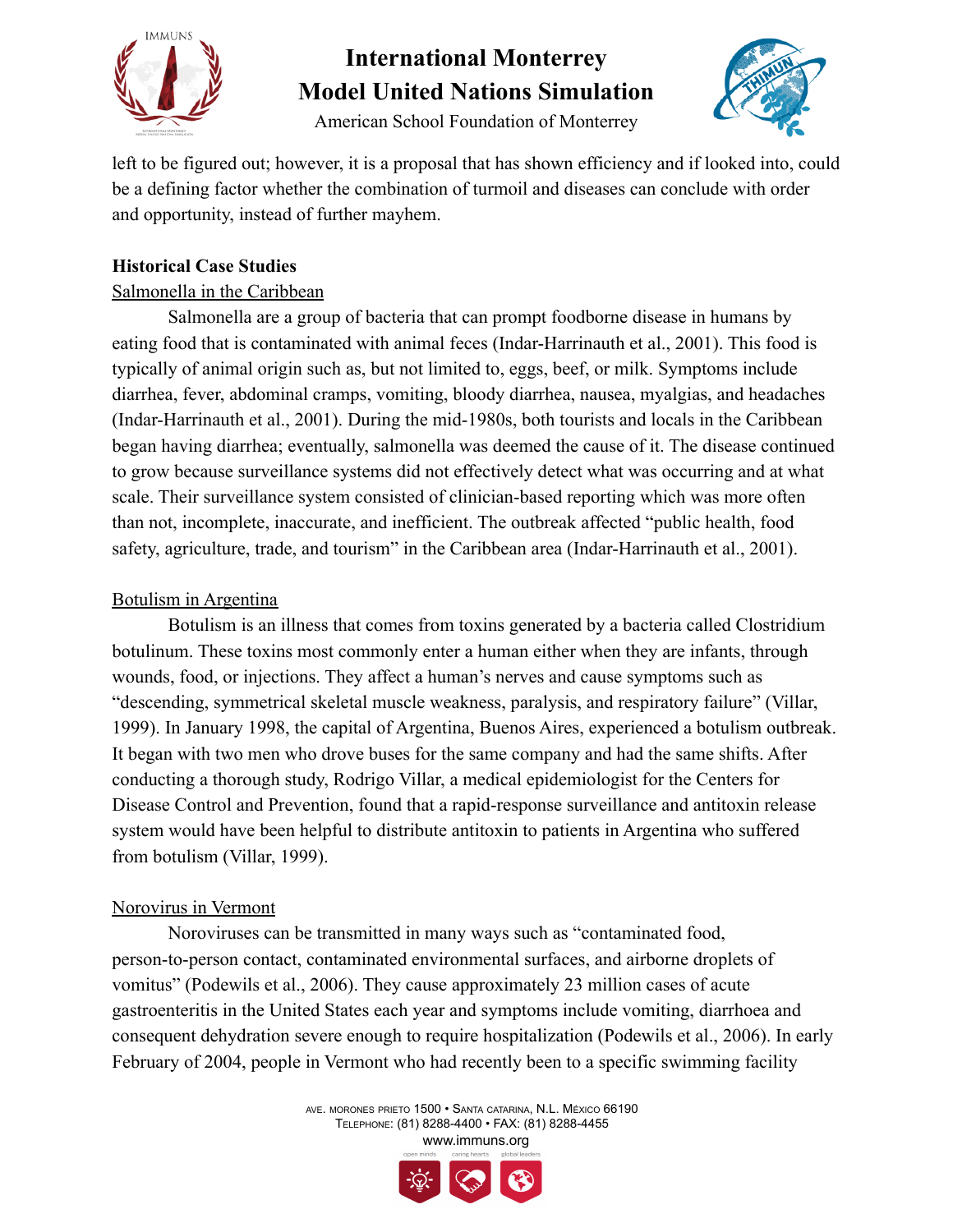left to be figured out; however, it is a proposal that has shown efficiency and if looked into, could be a defining factor whether the combination of turmoil and diseases can conclude with order and opportunity, instead of further mayhem.

**Historical Case Studies**

Salmonella in the Caribbean

Salmonella are a group of bacteria that can prompt foodborne disease in humans by eating food that is contaminated with animal feces (Indar-Harrinauth et al., 2001). This food is typically of animal origin such as, but not limited to, eggs, beef, or milk. Symptoms include diarrhea, fever, abdominal cramps, vomiting, bloody diarrhea, nausea, myalgias, and headaches (Indar-Harrinauth et al., 2001). During the mid-1980s, both tourists and locals in the Caribbean began having diarrhea; eventually, salmonella was deemed the cause of it. The disease continued to grow because surveillance systems did not effectively detect what was occurring and at what scale. Their surveillance system consisted of clinician-based reporting which was more often than not, incomplete, inaccurate, and inefficient. The outbreak affected "public health, food safety, agriculture, trade, and tourism" in the Caribbean area (Indar-Harrinauth et al., 2001).

Botulism in Argentina

Botulism is an illness that comes from toxins generated by a bacteria called Clostridium botulinum. These toxins most commonly enter a human either when they are infants, through wounds, food, or injections. They affect a human's nerves and cause symptoms such as "descending, symmetrical skeletal muscle weakness, paralysis, and respiratory failure" (Villar, 1999). In January 1998, the capital of Argentina, Buenos Aires, experienced a botulism outbreak. It began with two men who drove buses for the same company and had the same shifts. After conducting a thorough study, Rodrigo Villar, a medical epidemiologist for the Centers for Disease Control and Prevention, found that a rapid-response surveillance and antitoxin release system would have been helpful to distribute antitoxin to patients in Argentina who suffered from botulism (Villar, 1999).

Norovirus in Vermont

Noroviruses can be transmitted in many ways such as "contaminated food, person-to-person contact, contaminated environmental surfaces, and airborne droplets of vomitus" (Podewils et al., 2006). They cause approximately 23 million cases of acute gastroenteritis in the United States each year and symptoms include vomiting, diarrhoea and consequent dehydration severe enough to require hospitalization (Podewils et al., 2006). In early February of 2004, people in Vermont who had recently been to a specific swimming facility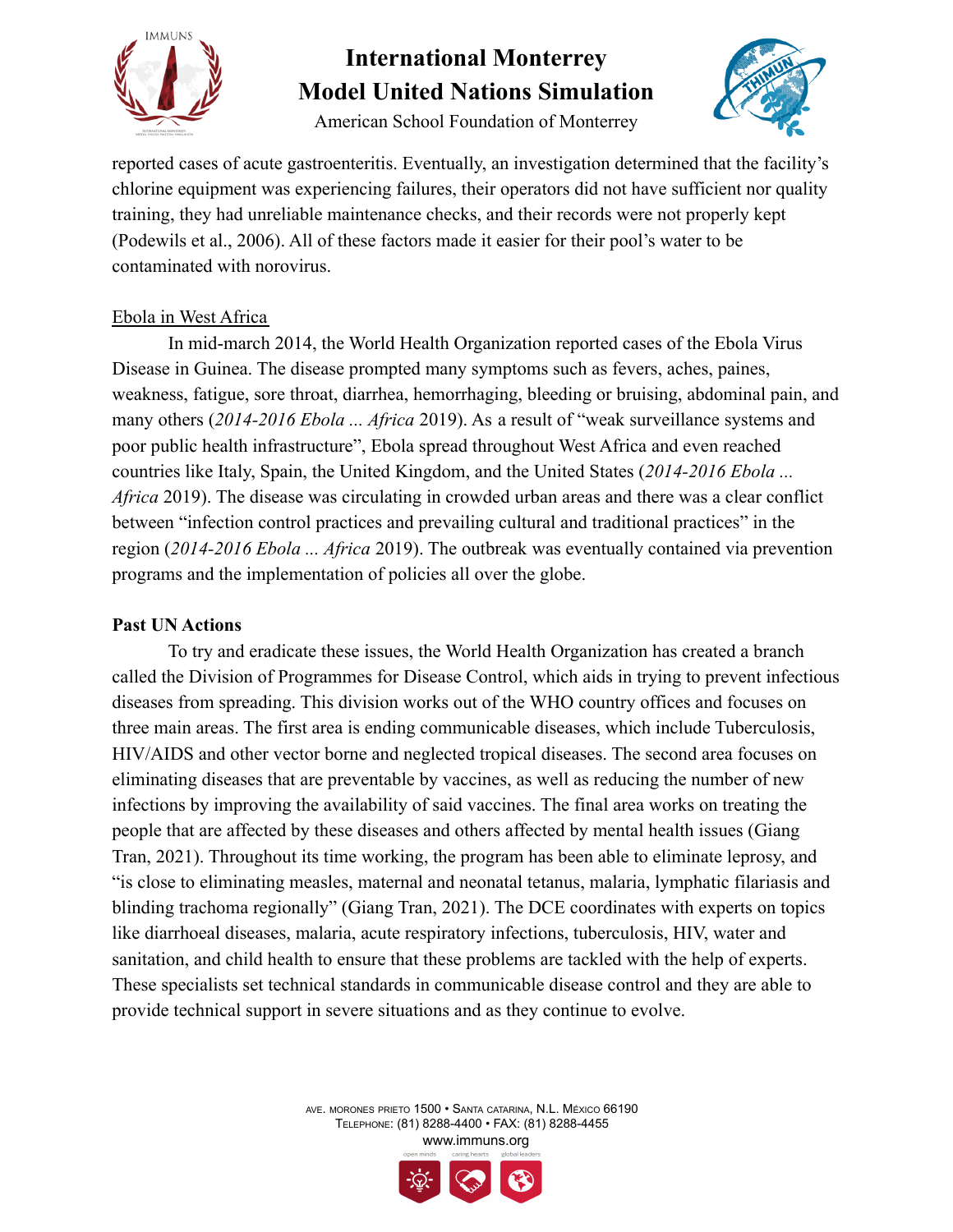reported cases of acute gastroenteritis. Eventually, an investigation determined that the facility's chlorine equipment was experiencing failures, their operators did not have sufficient nor quality training, they had unreliable maintenance checks, and their records were not properly kept (Podewils et al., 2006). All of these factors made it easier for their pool's water to be contaminated with norovirus.

Ebola in West Africa

In mid-march 2014, the World Health Organization reported cases of the Ebola Virus Disease in Guinea. The disease prompted many symptoms such as fevers, aches, paines, weakness, fatigue, sore throat, diarrhea, hemorrhaging, bleeding or bruising, abdominal pain, and many others (*2014-2016 Ebola ... Africa* 2019). As a result of "weak surveillance systems and poor public health infrastructure", Ebola spread throughout West Africa and even reached countries like Italy, Spain, the United Kingdom, and the United States (*2014-2016 Ebola ... Africa* 2019). The disease was circulating in crowded urban areas and there was a clear conflict between "infection control practices and prevailing cultural and traditional practices" in the region (*2014-2016 Ebola ... Africa* 2019). The outbreak was eventually contained via prevention programs and the implementation of policies all over the globe.

**Past UN Actions**

To try and eradicate these issues, the World Health Organization has created a branch called the Division of Programmes for Disease Control, which aids in trying to prevent infectious diseases from spreading. This division works out of the WHO country offices and focuses on three main areas. The first area is ending communicable diseases, which include Tuberculosis, HIV/AIDS and other vector borne and neglected tropical diseases. The second area focuses on eliminating diseases that are preventable by vaccines, as well as reducing the number of new infections by improving the availability of said vaccines. The final area works on treating the people that are affected by these diseases and others affected by mental health issues (Giang Tran, 2021). Throughout its time working, the program has been able to eliminate leprosy, and "is close to eliminating measles, maternal and neonatal tetanus, malaria, lymphatic filariasis and blinding trachoma regionally" (Giang Tran, 2021). The DCE coordinates with experts on topics like diarrhoeal diseases, malaria, acute respiratory infections, tuberculosis, HIV, water and sanitation, and child health to ensure that these problems are tackled with the help of experts. These specialists set technical standards in communicable disease control and they are able to provide technical support in severe situations and as they continue to evolve.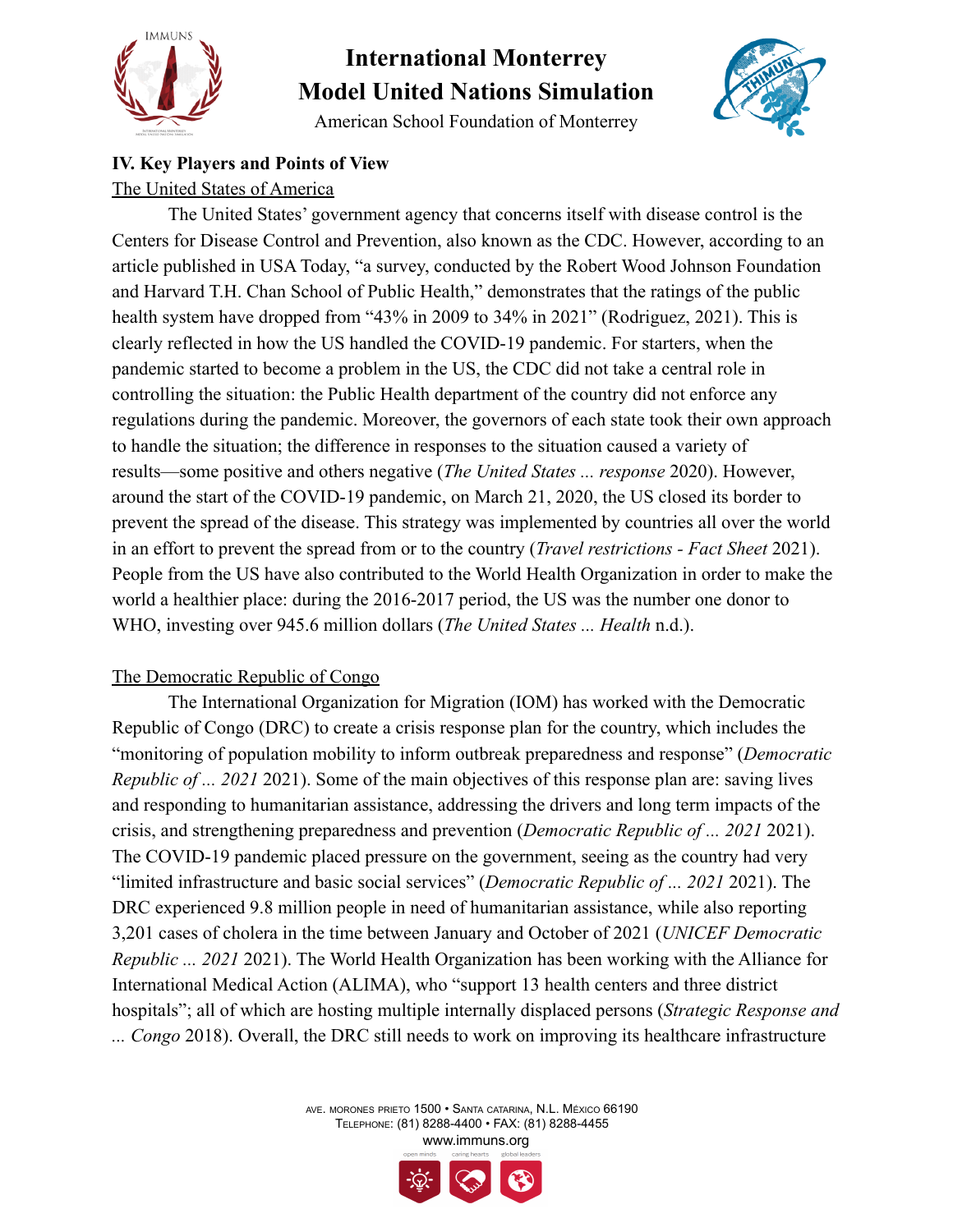## IV. Key Players and Points of View

The United States of America

The United States' government agency that concerns itself with disease control is the Centers for Disease Control and Prevention, also known as the CDC. However, according to an article published in USA Today, "a survey, conducted by the Robert Wood Johnson Foundation and Harvard T.H. Chan School of Public Health," demonstrates that the ratings of the public health system have dropped from "43% in 2009 to 34% in 2021" (Rodriguez, 2021). This is clearly reflected in how the US handled the COVID-19 pandemic. For starters, when the pandemic started to become a problem in the US, the CDC did not take a central role in controlling the situation: the Public Health department of the country did not enforce any regulations during the pandemic. Moreover, the governors of each state took their own approach to handle the situation; the difference in responses to the situation caused a variety of results—some positive and others negative (*The United States ... response* 2020). However, around the start of the COVID-19 pandemic, on March 21, 2020, the US closed its border to prevent the spread of the disease. This strategy was implemented by countries all over the world in an effort to prevent the spread from or to the country (*Travel restrictions - Fact Sheet* 2021). People from the US have also contributed to the World Health Organization in order to make the world a healthier place: during the 2016-2017 period, the US was the number one donor to WHO, investing over 945.6 million dollars (*The United States ... Health* n.d.).

The Democratic Republic of Congo

The International Organization for Migration (IOM) has worked with the Democratic Republic of Congo (DRC) to create a crisis response plan for the country, which includes the "monitoring of population mobility to inform outbreak preparedness and response" (*Democratic Republic of ... 2021* 2021). Some of the main objectives of this response plan are: saving lives and responding to humanitarian assistance, addressing the drivers and long term impacts of the crisis, and strengthening preparedness and prevention (*Democratic Republic of ... 2021* 2021). The COVID-19 pandemic placed pressure on the government, seeing as the country had very "limited infrastructure and basic social services" (*Democratic Republic of ... 2021* 2021). The DRC experienced 9.8 million people in need of humanitarian assistance, while also reporting 3,201 cases of cholera in the time between January and October of 2021 (*UNICEF Democratic Republic ... 2021* 2021). The World Health Organization has been working with the Alliance for International Medical Action (ALIMA), who "support 13 health centers and three district hospitals"; all of which are hosting multiple internally displaced persons (*Strategic Response and ... Congo* 2018). Overall, the DRC still needs to work on improving its healthcare infrastructure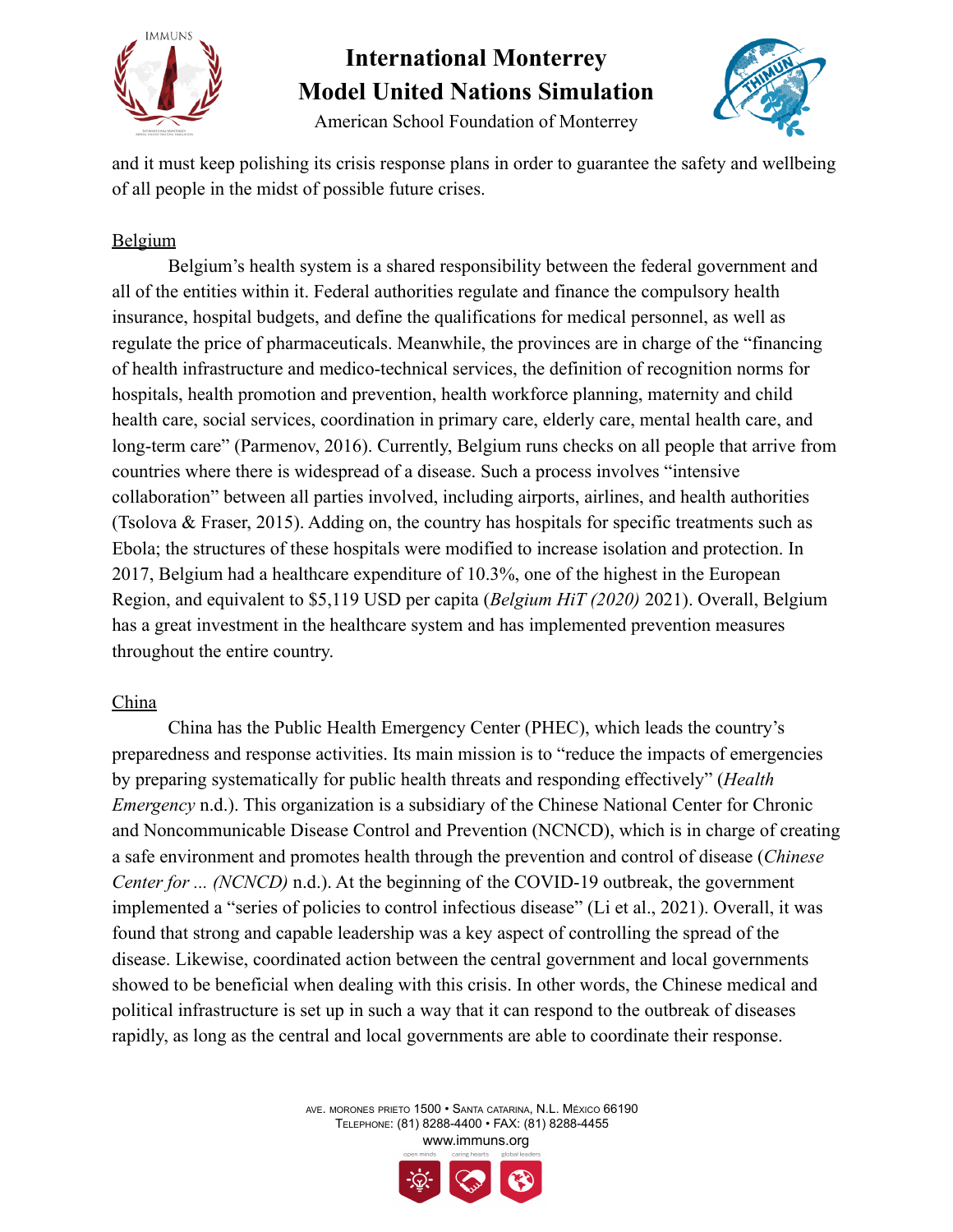and it must keep polishing its crisis response plans in order to guarantee the safety and wellbeing of all people in the midst of possible future crises.

Belgium

Belgium's health system is a shared responsibility between the federal government and all of the entities within it. Federal authorities regulate and finance the compulsory health insurance, hospital budgets, and define the qualifications for medical personnel, as well as regulate the price of pharmaceuticals. Meanwhile, the provinces are in charge of the "financing of health infrastructure and medico-technical services, the definition of recognition norms for hospitals, health promotion and prevention, health workforce planning, maternity and child health care, social services, coordination in primary care, elderly care, mental health care, and long-term care" (Parmenov, 2016). Currently, Belgium runs checks on all people that arrive from countries where there is widespread of a disease. Such a process involves "intensive collaboration" between all parties involved, including airports, airlines, and health authorities (Tsolova & Fraser, 2015). Adding on, the country has hospitals for specific treatments such as Ebola; the structures of these hospitals were modified to increase isolation and protection. In 2017, Belgium had a healthcare expenditure of 10.3%, one of the highest in the European Region, and equivalent to $5,119 USD per capita (*Belgium HiT (2020)* 2021). Overall, Belgium has a great investment in the healthcare system and has implemented prevention measures throughout the entire country.

China

China has the Public Health Emergency Center (PHEC), which leads the country's preparedness and response activities. Its main mission is to "reduce the impacts of emergencies by preparing systematically for public health threats and responding effectively" (*Health Emergency* n.d.). This organization is a subsidiary of the Chinese National Center for Chronic and Noncommunicable Disease Control and Prevention (NCNCD), which is in charge of creating a safe environment and promotes health through the prevention and control of disease (*Chinese Center for ... (NCNCD)* n.d.). At the beginning of the COVID-19 outbreak, the government implemented a "series of policies to control infectious disease" (Li et al., 2021). Overall, it was found that strong and capable leadership was a key aspect of controlling the spread of the disease. Likewise, coordinated action between the central government and local governments showed to be beneficial when dealing with this crisis. In other words, the Chinese medical and political infrastructure is set up in such a way that it can respond to the outbreak of diseases rapidly, as long as the central and local governments are able to coordinate their response.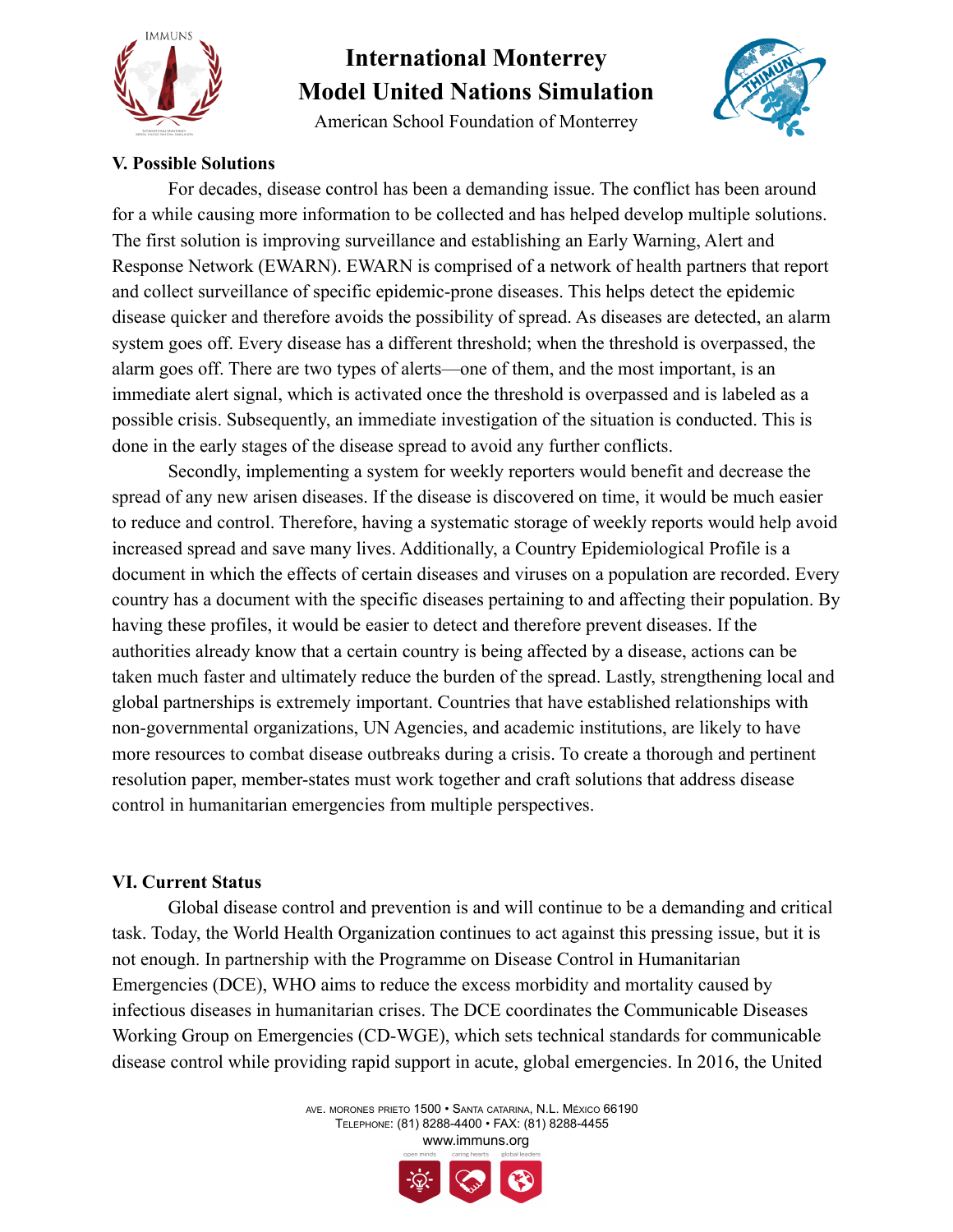### V. Possible Solutions

For decades, disease control has been a demanding issue. The conflict has been around for a while causing more information to be collected and has helped develop multiple solutions. The first solution is improving surveillance and establishing an Early Warning, Alert and Response Network (EWARN). EWARN is comprised of a network of health partners that report and collect surveillance of specific epidemic-prone diseases. This helps detect the epidemic disease quicker and therefore avoids the possibility of spread. As diseases are detected, an alarm system goes off. Every disease has a different threshold; when the threshold is overpassed, the alarm goes off. There are two types of alerts—one of them, and the most important, is an immediate alert signal, which is activated once the threshold is overpassed and is labeled as a possible crisis. Subsequently, an immediate investigation of the situation is conducted. This is done in the early stages of the disease spread to avoid any further conflicts.

Secondly, implementing a system for weekly reporters would benefit and decrease the spread of any new arisen diseases. If the disease is discovered on time, it would be much easier to reduce and control. Therefore, having a systematic storage of weekly reports would help avoid increased spread and save many lives. Additionally, a Country Epidemiological Profile is a document in which the effects of certain diseases and viruses on a population are recorded. Every country has a document with the specific diseases pertaining to and affecting their population. By having these profiles, it would be easier to detect and therefore prevent diseases. If the authorities already know that a certain country is being affected by a disease, actions can be taken much faster and ultimately reduce the burden of the spread. Lastly, strengthening local and global partnerships is extremely important. Countries that have established relationships with non-governmental organizations, UN Agencies, and academic institutions, are likely to have more resources to combat disease outbreaks during a crisis. To create a thorough and pertinent resolution paper, member-states must work together and craft solutions that address disease control in humanitarian emergencies from multiple perspectives.

### VI. Current Status

Global disease control and prevention is and will continue to be a demanding and critical task. Today, the World Health Organization continues to act against this pressing issue, but it is not enough. In partnership with the Programme on Disease Control in Humanitarian Emergencies (DCE), WHO aims to reduce the excess morbidity and mortality caused by infectious diseases in humanitarian crises. The DCE coordinates the Communicable Diseases Working Group on Emergencies (CD-WGE), which sets technical standards for communicable disease control while providing rapid support in acute, global emergencies. In 2016, the United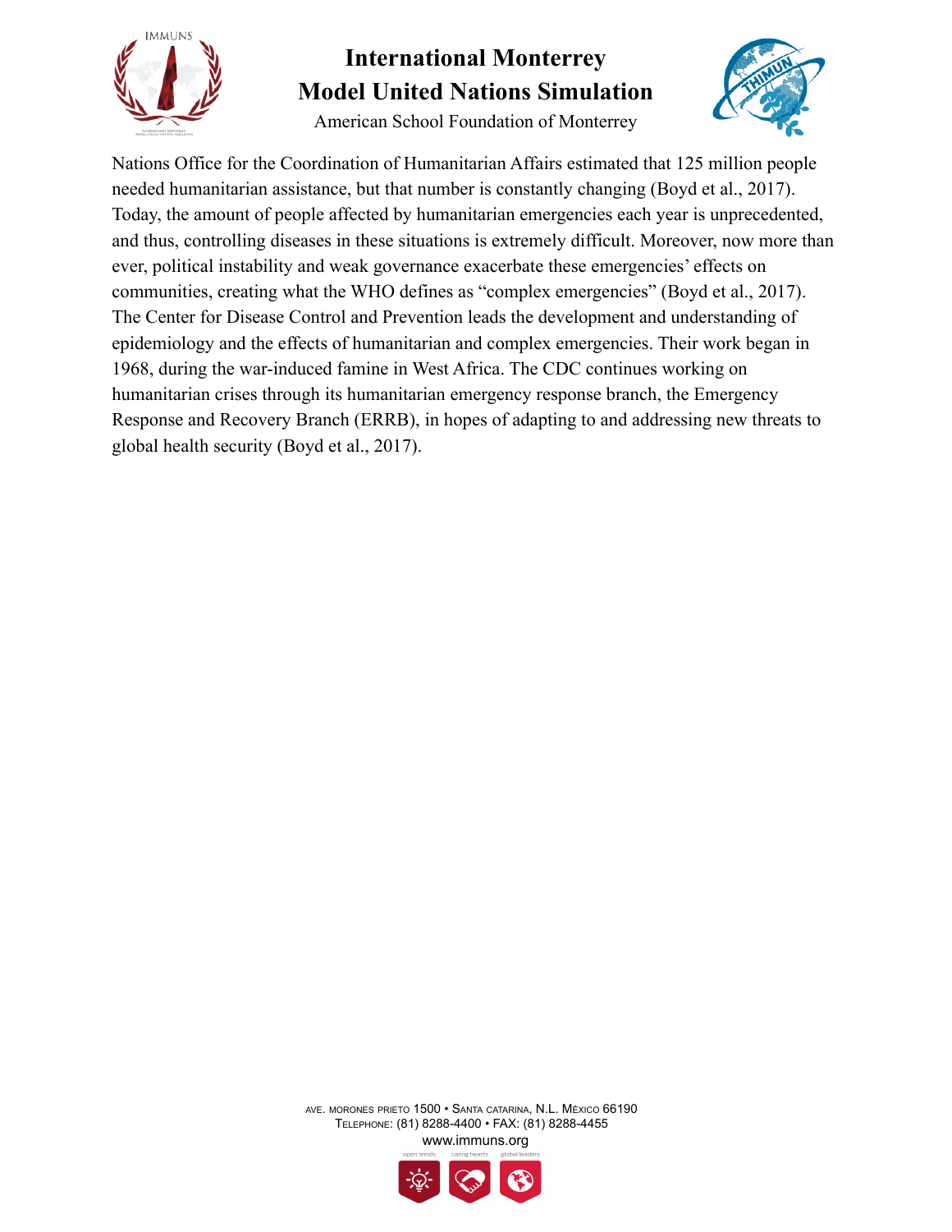Nations Office for the Coordination of Humanitarian Affairs estimated that 125 million people needed humanitarian assistance, but that number is constantly changing (Boyd et al., 2017). Today, the amount of people affected by humanitarian emergencies each year is unprecedented, and thus, controlling diseases in these situations is extremely difficult. Moreover, now more than ever, political instability and weak governance exacerbate these emergencies' effects on communities, creating what the WHO defines as "complex emergencies" (Boyd et al., 2017). The Center for Disease Control and Prevention leads the development and understanding of epidemiology and the effects of humanitarian and complex emergencies. Their work began in 1968, during the war-induced famine in West Africa. The CDC continues working on humanitarian crises through its humanitarian emergency response branch, the Emergency Response and Recovery Branch (ERRB), in hopes of adapting to and addressing new threats to global health security (Boyd et al., 2017).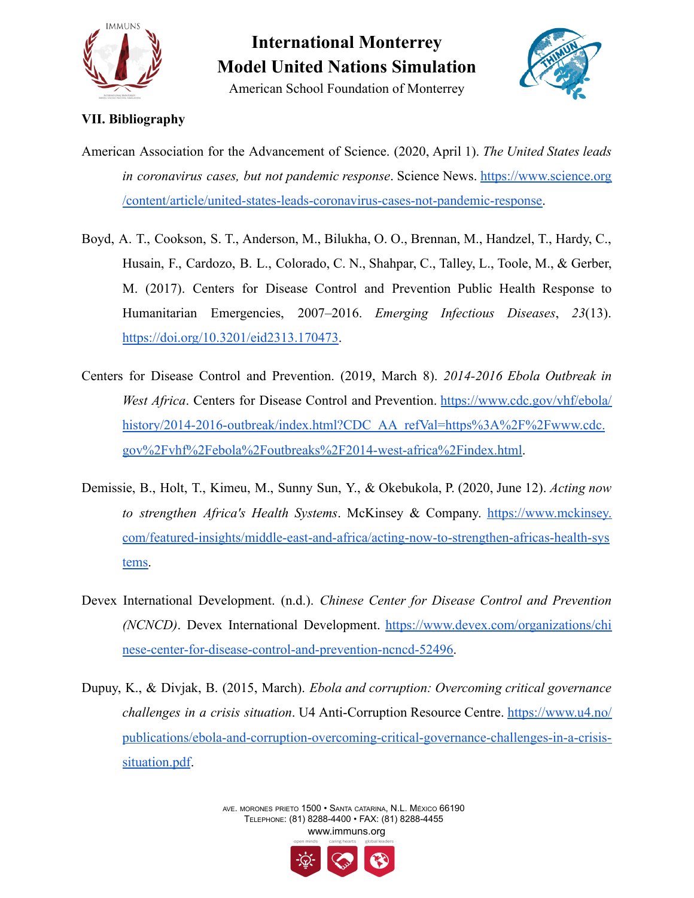### VII. Bibliography

American Association for the Advancement of Science. (2020, April 1). *The United States leads in coronavirus cases, but not pandemic response*. Science News. https://www.science.org/content/article/united-states-leads-coronavirus-cases-not-pandemic-response.

Boyd, A. T., Cookson, S. T., Anderson, M., Bilukha, O. O., Brennan, M., Handzel, T., Hardy, C., Husain, F., Cardozo, B. L., Colorado, C. N., Shahpar, C., Talley, L., Toole, M., & Gerber, M. (2017). Centers for Disease Control and Prevention Public Health Response to Humanitarian Emergencies, 2007–2016. *Emerging Infectious Diseases*, *23*(13). https://doi.org/10.3201/eid2313.170473.

Centers for Disease Control and Prevention. (2019, March 8). *2014-2016 Ebola Outbreak in West Africa*. Centers for Disease Control and Prevention. https://www.cdc.gov/vhf/ebola/history/2014-2016-outbreak/index.html?CDC_AA_refVal=https%3A%2F%2Fwww.cdc.gov%2Fvhf%2Febola%2Foutbreaks%2F2014-west-africa%2Findex.html.

Demissie, B., Holt, T., Kimeu, M., Sunny Sun, Y., & Okebukola, P. (2020, June 12). *Acting now to strengthen Africa's Health Systems*. McKinsey & Company. https://www.mckinsey.com/featured-insights/middle-east-and-africa/acting-now-to-strengthen-africas-health-systems.

Devex International Development. (n.d.). *Chinese Center for Disease Control and Prevention (NCNCD)*. Devex International Development. https://www.devex.com/organizations/chinese-center-for-disease-control-and-prevention-ncncd-52496.

Dupuy, K., & Divjak, B. (2015, March). *Ebola and corruption: Overcoming critical governance challenges in a crisis situation*. U4 Anti-Corruption Resource Centre. https://www.u4.no/publications/ebola-and-corruption-overcoming-critical-governance-challenges-in-a-crisis-situation.pdf.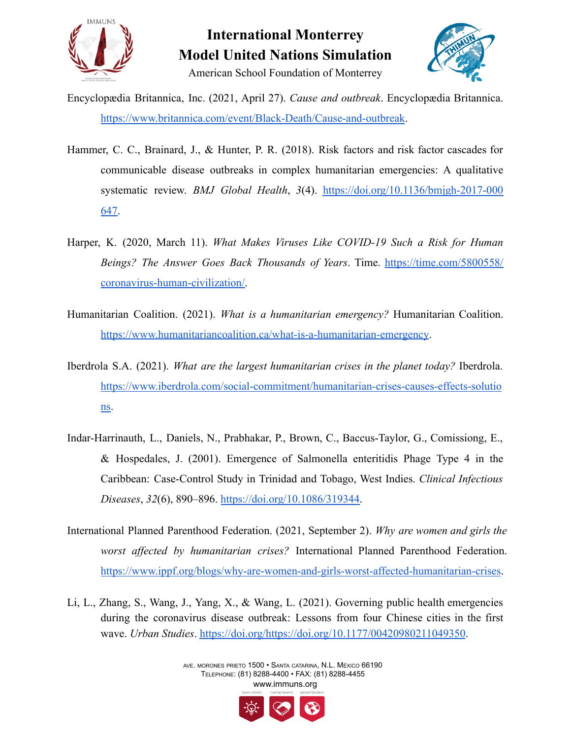Encyclopædia Britannica, Inc. (2021, April 27). *Cause and outbreak*. Encyclopædia Britannica. https://www.britannica.com/event/Black-Death/Cause-and-outbreak.

Hammer, C. C., Brainard, J., & Hunter, P. R. (2018). Risk factors and risk factor cascades for communicable disease outbreaks in complex humanitarian emergencies: A qualitative systematic review. *BMJ Global Health*, *3*(4). https://doi.org/10.1136/bmjgh-2017-000647.

Harper, K. (2020, March 11). *What Makes Viruses Like COVID-19 Such a Risk for Human Beings? The Answer Goes Back Thousands of Years*. Time. https://time.com/5800558/coronavirus-human-civilization/.

Humanitarian Coalition. (2021). *What is a humanitarian emergency?* Humanitarian Coalition. https://www.humanitariancoalition.ca/what-is-a-humanitarian-emergency.

Iberdrola S.A. (2021). *What are the largest humanitarian crises in the planet today?* Iberdrola. https://www.iberdrola.com/social-commitment/humanitarian-crises-causes-effects-solutions.

Indar-Harrinauth, L., Daniels, N., Prabhakar, P., Brown, C., Baccus-Taylor, G., Comissiong, E., & Hospedales, J. (2001). Emergence of Salmonella enteritidis Phage Type 4 in the Caribbean: Case-Control Study in Trinidad and Tobago, West Indies. *Clinical Infectious Diseases*, *32*(6), 890–896. https://doi.org/10.1086/319344.

International Planned Parenthood Federation. (2021, September 2). *Why are women and girls the worst affected by humanitarian crises?* International Planned Parenthood Federation. https://www.ippf.org/blogs/why-are-women-and-girls-worst-affected-humanitarian-crises.

Li, L., Zhang, S., Wang, J., Yang, X., & Wang, L. (2021). Governing public health emergencies during the coronavirus disease outbreak: Lessons from four Chinese cities in the first wave. *Urban Studies*. https://doi.org/https://doi.org/10.1177/00420980211049350.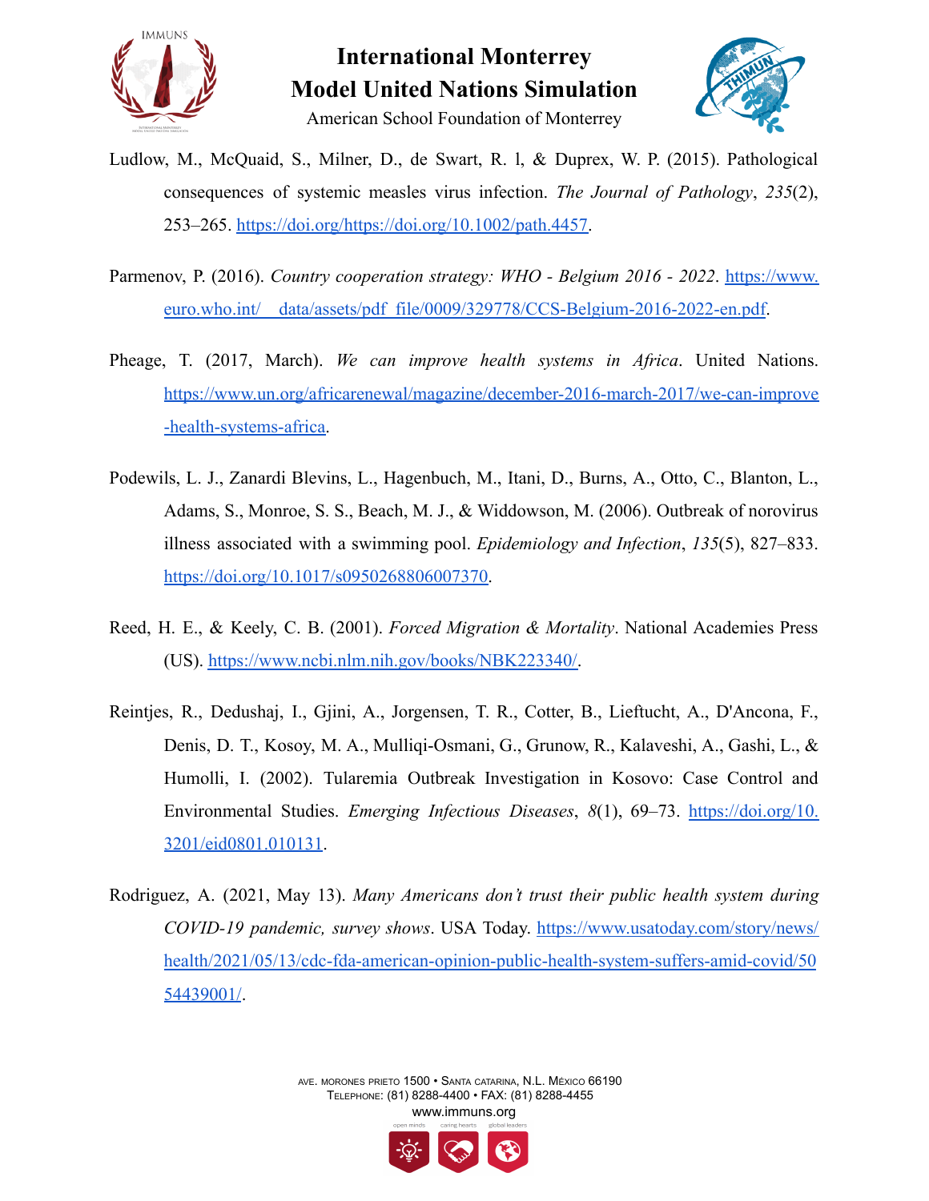Ludlow, M., McQuaid, S., Milner, D., de Swart, R. l, & Duprex, W. P. (2015). Pathological consequences of systemic measles virus infection. *The Journal of Pathology*, *235*(2), 253–265. https://doi.org/https://doi.org/10.1002/path.4457.

Parmenov, P. (2016). *Country cooperation strategy: WHO - Belgium 2016 - 2022*. https://www.euro.who.int/__data/assets/pdf_file/0009/329778/CCS-Belgium-2016-2022-en.pdf.

Pheage, T. (2017, March). *We can improve health systems in Africa*. United Nations. https://www.un.org/africarenewal/magazine/december-2016-march-2017/we-can-improve-health-systems-africa.

Podewils, L. J., Zanardi Blevins, L., Hagenbuch, M., Itani, D., Burns, A., Otto, C., Blanton, L., Adams, S., Monroe, S. S., Beach, M. J., & Widdowson, M. (2006). Outbreak of norovirus illness associated with a swimming pool. *Epidemiology and Infection*, *135*(5), 827–833. https://doi.org/10.1017/s0950268806007370.

Reed, H. E., & Keely, C. B. (2001). *Forced Migration & Mortality*. National Academies Press (US). https://www.ncbi.nlm.nih.gov/books/NBK223340/.

Reintjes, R., Dedushaj, I., Gjini, A., Jorgensen, T. R., Cotter, B., Lieftucht, A., D'Ancona, F., Denis, D. T., Kosoy, M. A., Mulliqi-Osmani, G., Grunow, R., Kalaveshi, A., Gashi, L., & Humolli, I. (2002). Tularemia Outbreak Investigation in Kosovo: Case Control and Environmental Studies. *Emerging Infectious Diseases*, *8*(1), 69–73. https://doi.org/10.3201/eid0801.010131.

Rodriguez, A. (2021, May 13). *Many Americans don't trust their public health system during COVID-19 pandemic, survey shows*. USA Today. https://www.usatoday.com/story/news/health/2021/05/13/cdc-fda-american-opinion-public-health-system-suffers-amid-covid/5054439001/.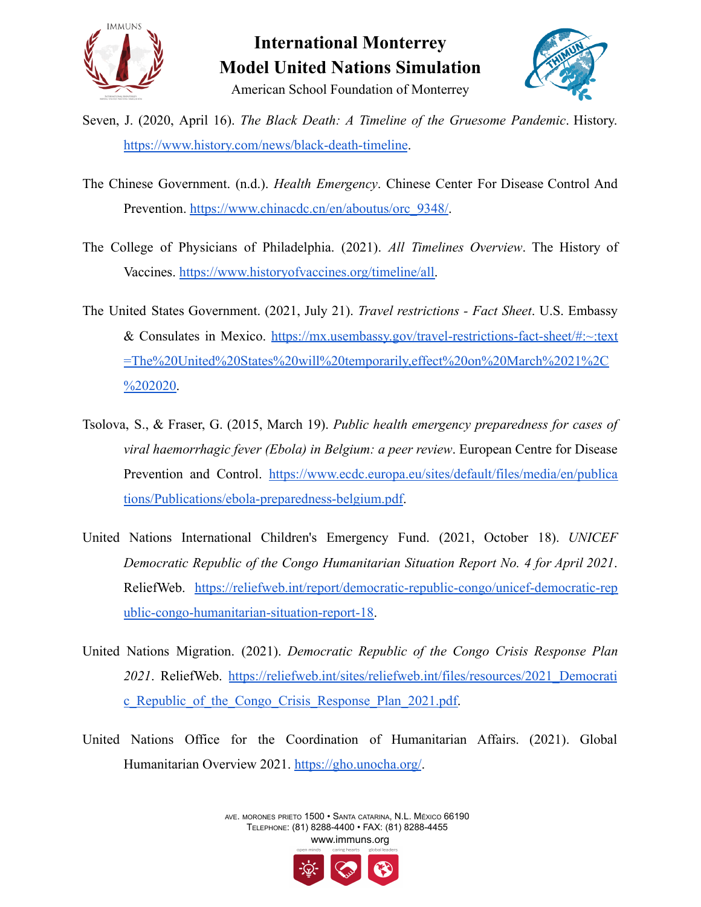Seven, J. (2020, April 16). *The Black Death: A Timeline of the Gruesome Pandemic*. History. https://www.history.com/news/black-death-timeline.

The Chinese Government. (n.d.). *Health Emergency*. Chinese Center For Disease Control And Prevention. https://www.chinacdc.cn/en/aboutus/orc_9348/.

The College of Physicians of Philadelphia. (2021). *All Timelines Overview*. The History of Vaccines. https://www.historyofvaccines.org/timeline/all.

The United States Government. (2021, July 21). *Travel restrictions - Fact Sheet*. U.S. Embassy & Consulates in Mexico. https://mx.usembassy.gov/travel-restrictions-fact-sheet/#:~:text=The%20United%20States%20will%20temporarily,effect%20on%20March%2021%2C%202020.

Tsolova, S., & Fraser, G. (2015, March 19). *Public health emergency preparedness for cases of viral haemorrhagic fever (Ebola) in Belgium: a peer review*. European Centre for Disease Prevention and Control. https://www.ecdc.europa.eu/sites/default/files/media/en/publications/Publications/ebola-preparedness-belgium.pdf.

United Nations International Children's Emergency Fund. (2021, October 18). *UNICEF Democratic Republic of the Congo Humanitarian Situation Report No. 4 for April 2021*. ReliefWeb. https://reliefweb.int/report/democratic-republic-congo/unicef-democratic-republic-congo-humanitarian-situation-report-18.

United Nations Migration. (2021). *Democratic Republic of the Congo Crisis Response Plan 2021*. ReliefWeb. https://reliefweb.int/sites/reliefweb.int/files/resources/2021_Democratic_Republic_of_the_Congo_Crisis_Response_Plan_2021.pdf.

United Nations Office for the Coordination of Humanitarian Affairs. (2021). Global Humanitarian Overview 2021. https://gho.unocha.org/.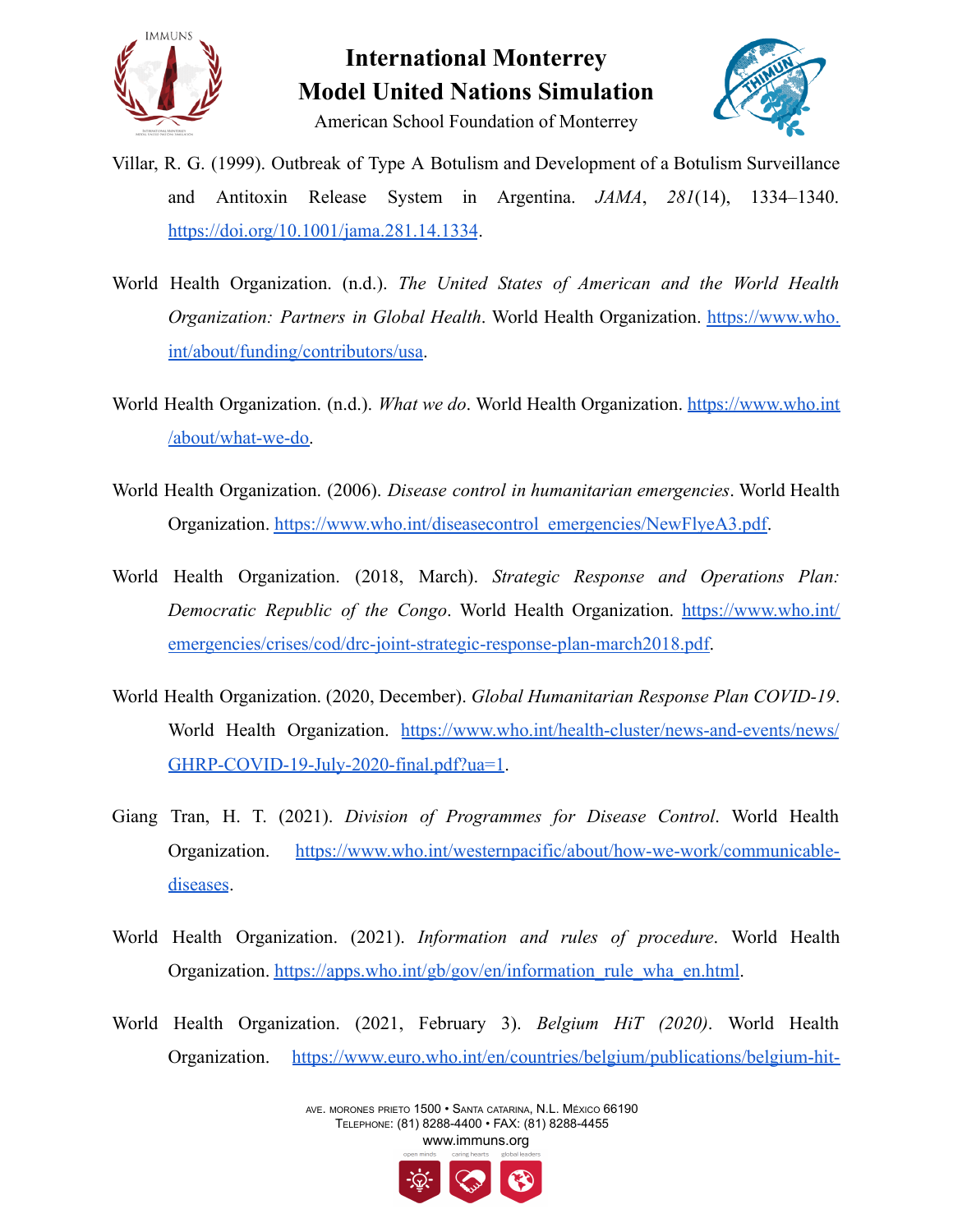Villar, R. G. (1999). Outbreak of Type A Botulism and Development of a Botulism Surveillance and Antitoxin Release System in Argentina. *JAMA*, *281*(14), 1334–1340. https://doi.org/10.1001/jama.281.14.1334.

World Health Organization. (n.d.). *The United States of American and the World Health Organization: Partners in Global Health*. World Health Organization. https://www.who.int/about/funding/contributors/usa.

World Health Organization. (n.d.). *What we do*. World Health Organization. https://www.who.int/about/what-we-do.

World Health Organization. (2006). *Disease control in humanitarian emergencies*. World Health Organization. https://www.who.int/diseasecontrol_emergencies/NewFlyeA3.pdf.

World Health Organization. (2018, March). *Strategic Response and Operations Plan: Democratic Republic of the Congo*. World Health Organization. https://www.who.int/emergencies/crises/cod/drc-joint-strategic-response-plan-march2018.pdf.

World Health Organization. (2020, December). *Global Humanitarian Response Plan COVID-19*. World Health Organization. https://www.who.int/health-cluster/news-and-events/news/GHRP-COVID-19-July-2020-final.pdf?ua=1.

Giang Tran, H. T. (2021). *Division of Programmes for Disease Control*. World Health Organization. https://www.who.int/westernpacific/about/how-we-work/communicable-diseases.

World Health Organization. (2021). *Information and rules of procedure*. World Health Organization. https://apps.who.int/gb/gov/en/information_rule_wha_en.html.

World Health Organization. (2021, February 3). *Belgium HiT (2020)*. World Health Organization. https://www.euro.who.int/en/countries/belgium/publications/belgium-hit-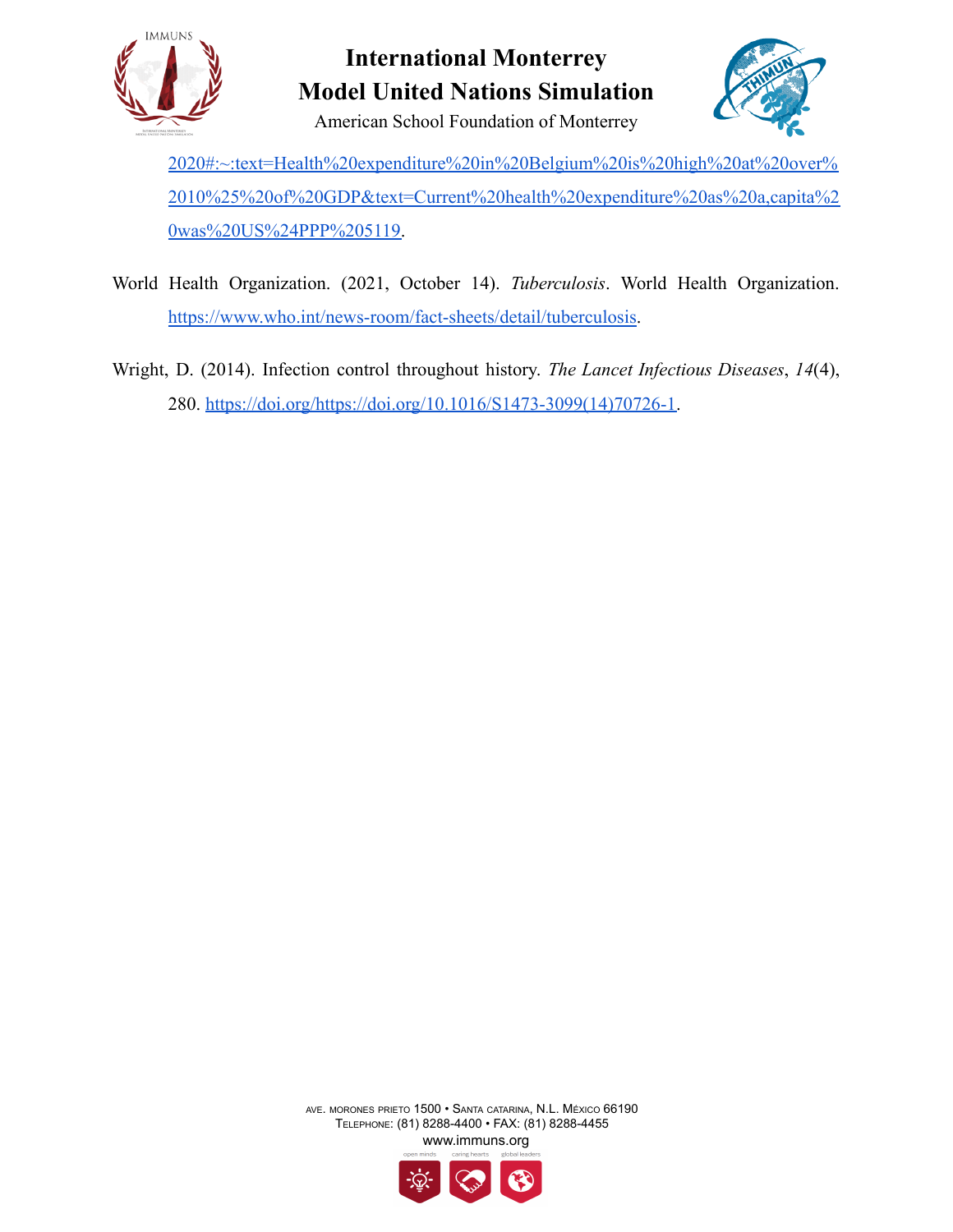2020#:~:text=Health%20expenditure%20in%20Belgium%20is%20high%20at%20over%2010%25%20of%20GDP&text=Current%20health%20expenditure%20as%20a,capita%20was%20US%24PPP%205119.

World Health Organization. (2021, October 14). *Tuberculosis*. World Health Organization. https://www.who.int/news-room/fact-sheets/detail/tuberculosis.

Wright, D. (2014). Infection control throughout history. *The Lancet Infectious Diseases*, *14*(4), 280. https://doi.org/https://doi.org/10.1016/S1473-3099(14)70726-1.